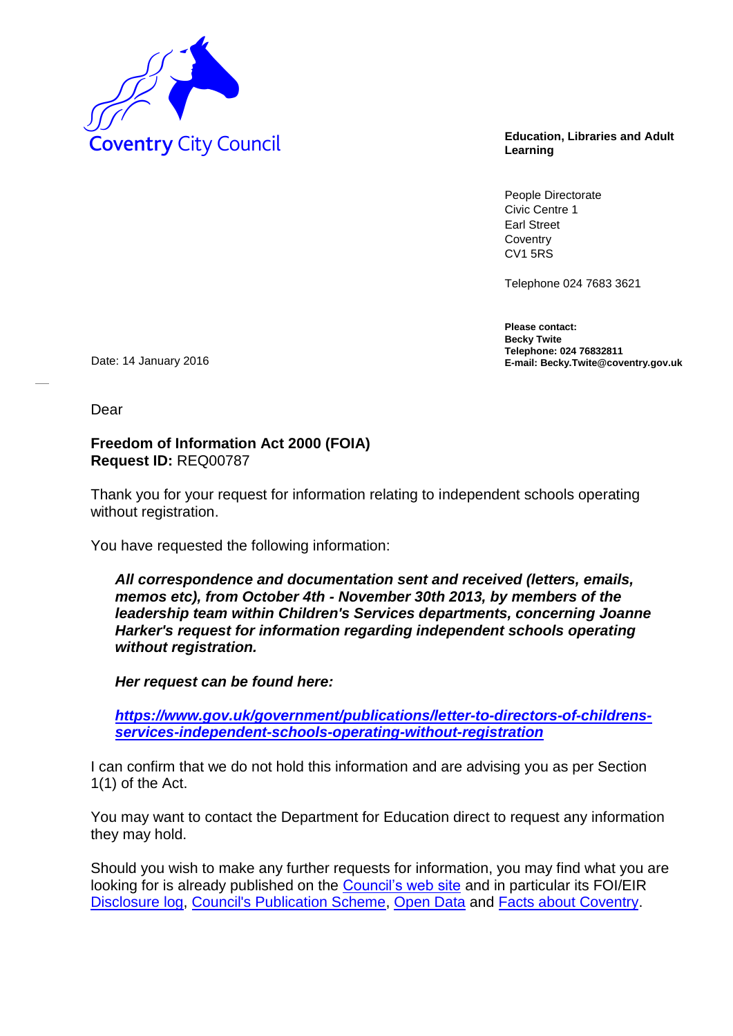Coventry City Council

**Education, Libraries and Adult Learning**

People Directorate
Civic Centre 1
Earl Street
Coventry
CV1 5RS

Telephone 024 7683 3621

**Please contact:**
**Becky Twite**
**Telephone: 024 76832811**
**E-mail: Becky.Twite@coventry.gov.uk**

Date: 14 January 2016

Dear

**Freedom of Information Act 2000 (FOIA)**
**Request ID:** REQ00787

Thank you for your request for information relating to independent schools operating without registration.

You have requested the following information:

> ***All correspondence and documentation sent and received (letters, emails, memos etc), from October 4th - November 30th 2013, by members of the leadership team within Children's Services departments, concerning Joanne Harker's request for information regarding independent schools operating without registration.***
>
> ***Her request can be found here:***
>
> ***[https://www.gov.uk/government/publications/letter-to-directors-of-childrens-services-independent-schools-operating-without-registration](https://www.gov.uk/government/publications/letter-to-directors-of-childrens-services-independent-schools-operating-without-registration)***

I can confirm that we do not hold this information and are advising you as per Section 1(1) of the Act.

You may want to contact the Department for Education direct to request any information they may hold.

Should you wish to make any further requests for information, you may find what you are looking for is already published on the Council's web site and in particular its FOI/EIR Disclosure log, Council's Publication Scheme, Open Data and Facts about Coventry.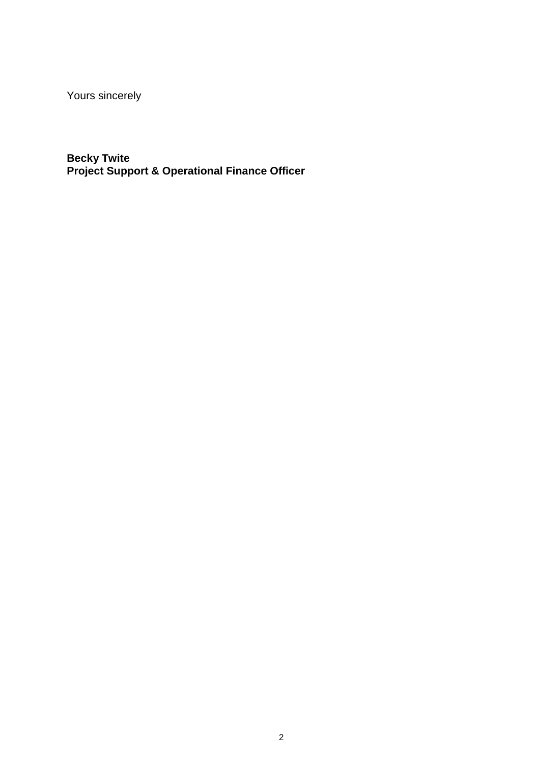Yours sincerely

**Becky Twite**
**Project Support & Operational Finance Officer**